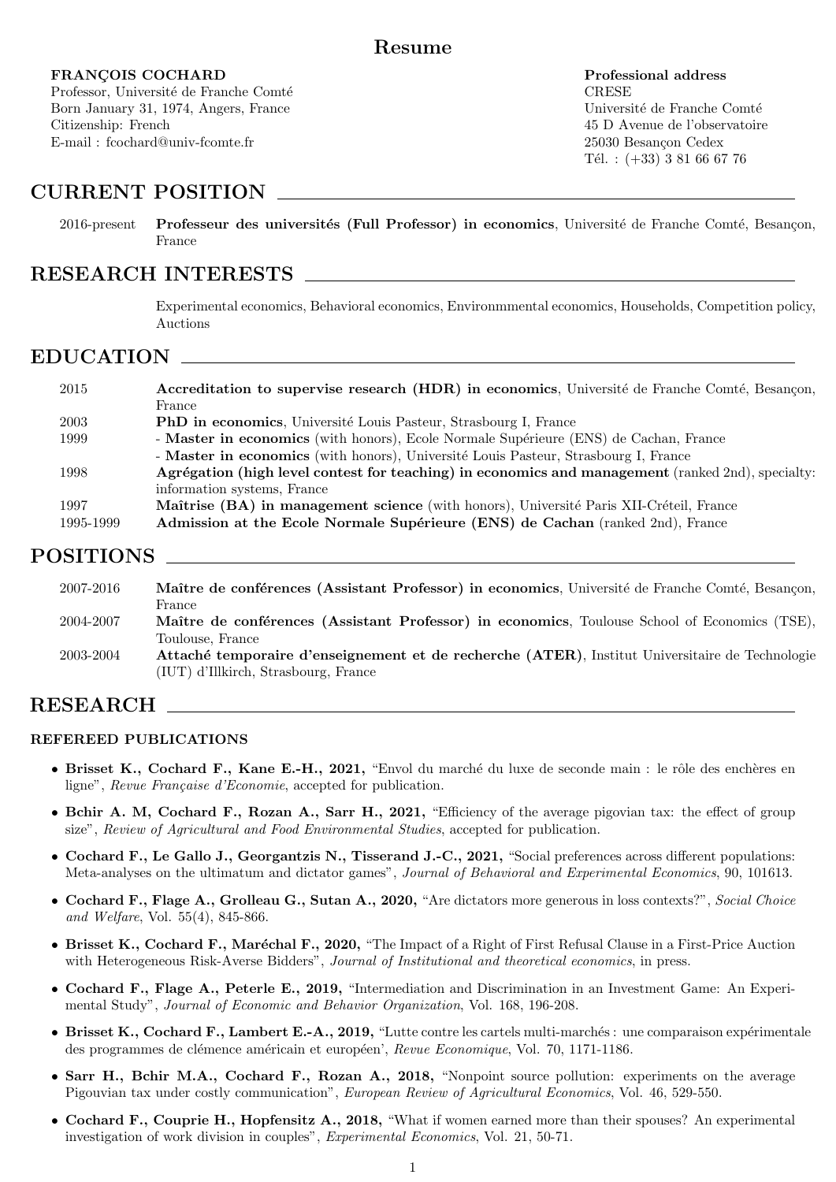# Resume

**FRANÇOIS COCHARD**
Professor, Université de Franche Comté
Born January 31, 1974, Angers, France
Citizenship: French
E-mail : fcochard@univ-fcomte.fr

**Professional address**
CRESE
Université de Franche Comté
45 D Avenue de l'observatoire
25030 Besançon Cedex
Tél. : (+33) 3 81 66 67 76

## CURRENT POSITION

2016-present **Professeur des universités (Full Professor) in economics**, Université de Franche Comté, Besançon, France

## RESEARCH INTERESTS

Experimental economics, Behavioral economics, Environmmental economics, Households, Competition policy, Auctions

## EDUCATION

- 2015 **Accreditation to supervise research (HDR) in economics**, Université de Franche Comté, Besançon, France
- 2003 **PhD in economics**, Université Louis Pasteur, Strasbourg I, France
- 1999 - **Master in economics** (with honors), Ecole Normale Supérieure (ENS) de Cachan, France
  - **Master in economics** (with honors), Université Louis Pasteur, Strasbourg I, France
- 1998 **Agrégation (high level contest for teaching) in economics and management** (ranked 2nd), specialty: information systems, France
- 1997 **Maîtrise (BA) in management science** (with honors), Université Paris XII-Créteil, France
- 1995-1999 **Admission at the Ecole Normale Supérieure (ENS) de Cachan** (ranked 2nd), France

## POSITIONS

- 2007-2016 **Maître de conférences (Assistant Professor) in economics**, Université de Franche Comté, Besançon, France
- 2004-2007 **Maître de conférences (Assistant Professor) in economics**, Toulouse School of Economics (TSE), Toulouse, France
- 2003-2004 **Attaché temporaire d'enseignement et de recherche (ATER)**, Institut Universitaire de Technologie (IUT) d'Illkirch, Strasbourg, France

## RESEARCH

### REFEREED PUBLICATIONS

- **Brisset K., Cochard F., Kane E.-H., 2021,** "Envol du marché du luxe de seconde main : le rôle des enchères en ligne", *Revue Française d'Economie*, accepted for publication.
- **Bchir A. M, Cochard F., Rozan A., Sarr H., 2021,** "Efficiency of the average pigovian tax: the effect of group size", *Review of Agricultural and Food Environmental Studies*, accepted for publication.
- **Cochard F., Le Gallo J., Georgantzis N., Tisserand J.-C., 2021,** "Social preferences across different populations: Meta-analyses on the ultimatum and dictator games", *Journal of Behavioral and Experimental Economics*, 90, 101613.
- **Cochard F., Flage A., Grolleau G., Sutan A., 2020,** "Are dictators more generous in loss contexts?", *Social Choice and Welfare*, Vol. 55(4), 845-866.
- **Brisset K., Cochard F., Maréchal F., 2020,** "The Impact of a Right of First Refusal Clause in a First-Price Auction with Heterogeneous Risk-Averse Bidders", *Journal of Institutional and theoretical economics*, in press.
- **Cochard F., Flage A., Peterle E., 2019,** "Intermediation and Discrimination in an Investment Game: An Experimental Study", *Journal of Economic and Behavior Organization*, Vol. 168, 196-208.
- **Brisset K., Cochard F., Lambert E.-A., 2019,** "Lutte contre les cartels multi-marchés : une comparaison expérimentale des programmes de clémence américain et européen', *Revue Economique*, Vol. 70, 1171-1186.
- **Sarr H., Bchir M.A., Cochard F., Rozan A., 2018,** "Nonpoint source pollution: experiments on the average Pigouvian tax under costly communication", *European Review of Agricultural Economics*, Vol. 46, 529-550.
- **Cochard F., Couprie H., Hopfensitz A., 2018,** "What if women earned more than their spouses? An experimental investigation of work division in couples", *Experimental Economics*, Vol. 21, 50-71.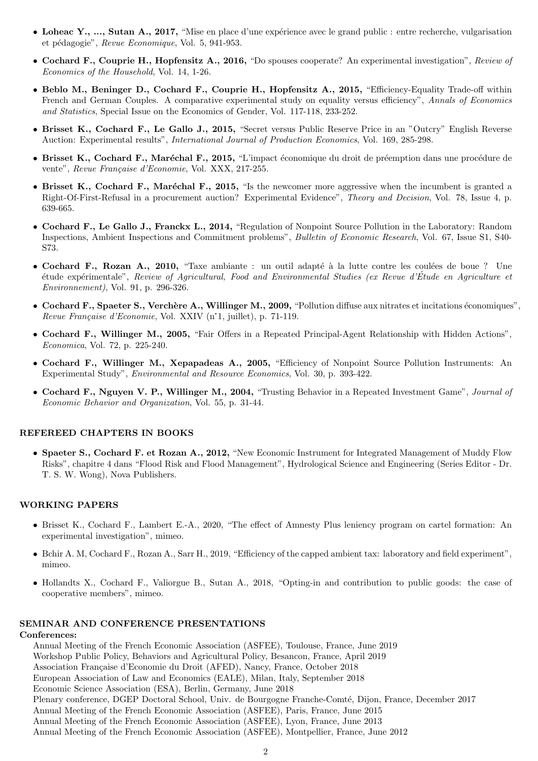- **Loheac Y., ..., Sutan A., 2017,** "Mise en place d'une expérience avec le grand public : entre recherche, vulgarisation et pédagogie", *Revue Economique*, Vol. 5, 941-953.
- **Cochard F., Couprie H., Hopfensitz A., 2016,** "Do spouses cooperate? An experimental investigation", *Review of Economics of the Household*, Vol. 14, 1-26.
- **Beblo M., Beninger D., Cochard F., Couprie H., Hopfensitz A., 2015,** "Efficiency-Equality Trade-off within French and German Couples. A comparative experimental study on equality versus efficiency", *Annals of Economics and Statistics*, Special Issue on the Economics of Gender, Vol. 117-118, 233-252.
- **Brisset K., Cochard F., Le Gallo J., 2015,** "Secret versus Public Reserve Price in an "Outcry" English Reverse Auction: Experimental results", *International Journal of Production Economics*, Vol. 169, 285-298.
- **Brisset K., Cochard F., Maréchal F., 2015,** "L'impact économique du droit de préemption dans une procédure de vente", *Revue Française d'Economie*, Vol. XXX, 217-255.
- **Brisset K., Cochard F., Maréchal F., 2015,** "Is the newcomer more aggressive when the incumbent is granted a Right-Of-First-Refusal in a procurement auction? Experimental Evidence", *Theory and Decision*, Vol. 78, Issue 4, p. 639-665.
- **Cochard F., Le Gallo J., Franckx L., 2014,** "Regulation of Nonpoint Source Pollution in the Laboratory: Random Inspections, Ambient Inspections and Commitment problems", *Bulletin of Economic Research*, Vol. 67, Issue S1, S40-S73.
- **Cochard F., Rozan A., 2010,** "Taxe ambiante : un outil adapté à la lutte contre les coulées de boue ? Une étude expérimentale", *Review of Agricultural, Food and Environmental Studies (ex Revue d'Étude en Agriculture et Environnement)*, Vol. 91, p. 296-326.
- **Cochard F., Spaeter S., Verchère A., Willinger M., 2009,** "Pollution diffuse aux nitrates et incitations économiques", *Revue Française d'Economie*, Vol. XXIV (n°1, juillet), p. 71-119.
- **Cochard F., Willinger M., 2005,** "Fair Offers in a Repeated Principal-Agent Relationship with Hidden Actions", *Economica*, Vol. 72, p. 225-240.
- **Cochard F., Willinger M., Xepapadeas A., 2005,** "Efficiency of Nonpoint Source Pollution Instruments: An Experimental Study", *Environmental and Resource Economics*, Vol. 30, p. 393-422.
- **Cochard F., Nguyen V. P., Willinger M., 2004,** "Trusting Behavior in a Repeated Investment Game", *Journal of Economic Behavior and Organization*, Vol. 55, p. 31-44.

## REFEREED CHAPTERS IN BOOKS

- **Spaeter S., Cochard F. et Rozan A., 2012,** "New Economic Instrument for Integrated Management of Muddy Flow Risks", chapitre 4 dans "Flood Risk and Flood Management", Hydrological Science and Engineering (Series Editor - Dr. T. S. W. Wong), Nova Publishers.

## WORKING PAPERS

- Brisset K., Cochard F., Lambert E.-A., 2020, "The effect of Amnesty Plus leniency program on cartel formation: An experimental investigation", mimeo.
- Bchir A. M, Cochard F., Rozan A., Sarr H., 2019, "Efficiency of the capped ambient tax: laboratory and field experiment", mimeo.
- Hollandts X., Cochard F., Valiorgue B., Sutan A., 2018, "Opting-in and contribution to public goods: the case of cooperative members", mimeo.

## SEMINAR AND CONFERENCE PRESENTATIONS

**Conferences:**

Annual Meeting of the French Economic Association (ASFEE), Toulouse, France, June 2019
Workshop Public Policy, Behaviors and Agricultural Policy, Besancon, France, April 2019
Association Française d'Economie du Droit (AFED), Nancy, France, October 2018
European Association of Law and Economics (EALE), Milan, Italy, September 2018
Economic Science Association (ESA), Berlin, Germany, June 2018
Plenary conference, DGEP Doctoral School, Univ. de Bourgogne Franche-Comté, Dijon, France, December 2017
Annual Meeting of the French Economic Association (ASFEE), Paris, France, June 2015
Annual Meeting of the French Economic Association (ASFEE), Lyon, France, June 2013
Annual Meeting of the French Economic Association (ASFEE), Montpellier, France, June 2012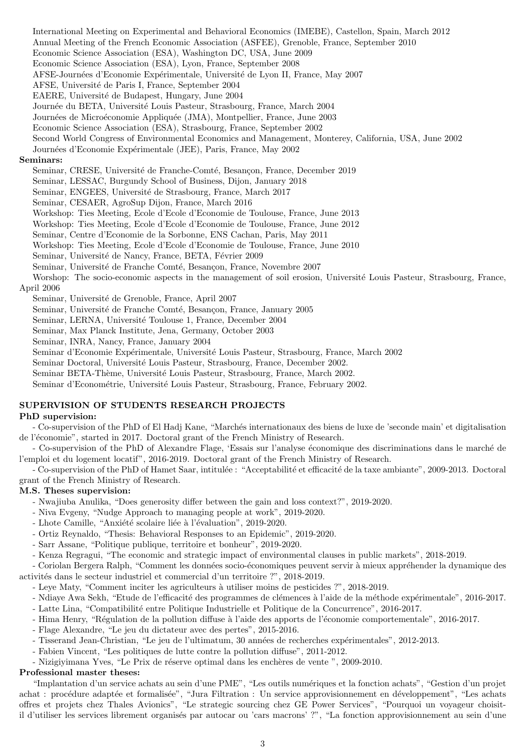International Meeting on Experimental and Behavioral Economics (IMEBE), Castellon, Spain, March 2012
Annual Meeting of the French Economic Association (ASFEE), Grenoble, France, September 2010
Economic Science Association (ESA), Washington DC, USA, June 2009
Economic Science Association (ESA), Lyon, France, September 2008
AFSE-Journées d'Economie Expérimentale, Université de Lyon II, France, May 2007
AFSE, Université de Paris I, France, September 2004
EAERE, Université de Budapest, Hungary, June 2004
Journée du BETA, Université Louis Pasteur, Strasbourg, France, March 2004
Journées de Microéconomie Appliquée (JMA), Montpellier, France, June 2003
Economic Science Association (ESA), Strasbourg, France, September 2002
Second World Congress of Environmental Economics and Management, Monterey, California, USA, June 2002
Journées d'Economie Expérimentale (JEE), Paris, France, May 2002

**Seminars:**

Seminar, CRESE, Université de Franche-Comté, Besançon, France, December 2019
Seminar, LESSAC, Burgundy School of Business, Dijon, January 2018
Seminar, ENGEES, Université de Strasbourg, France, March 2017
Seminar, CESAER, AgroSup Dijon, France, March 2016
Workshop: Ties Meeting, Ecole d'Ecole d'Economie de Toulouse, France, June 2013
Workshop: Ties Meeting, Ecole d'Ecole d'Economie de Toulouse, France, June 2012
Seminar, Centre d'Economie de la Sorbonne, ENS Cachan, Paris, May 2011
Workshop: Ties Meeting, Ecole d'Ecole d'Economie de Toulouse, France, June 2010
Seminar, Université de Nancy, France, BETA, Février 2009
Seminar, Université de Franche Comté, Besançon, France, Novembre 2007
Worshop: The socio-economic aspects in the management of soil erosion, Université Louis Pasteur, Strasbourg, France, April 2006
Seminar, Université de Grenoble, France, April 2007
Seminar, Université de Franche Comté, Besançon, France, January 2005
Seminar, LERNA, Université Toulouse 1, France, December 2004
Seminar, Max Planck Institute, Jena, Germany, October 2003
Seminar, INRA, Nancy, France, January 2004
Seminar d'Economie Expérimentale, Université Louis Pasteur, Strasbourg, France, March 2002
Seminar Doctoral, Université Louis Pasteur, Strasbourg, France, December 2002.
Seminar BETA-Thème, Université Louis Pasteur, Strasbourg, France, March 2002.
Seminar d'Econométrie, Université Louis Pasteur, Strasbourg, France, February 2002.

## SUPERVISION OF STUDENTS RESEARCH PROJECTS

**PhD supervision:**

- Co-supervision of the PhD of El Hadj Kane, "Marchés internationaux des biens de luxe de 'seconde main' et digitalisation de l'économie", started in 2017. Doctoral grant of the French Ministry of Research.
- Co-supervision of the PhD of Alexandre Flage, 'Essais sur l'analyse économique des discriminations dans le marché de l'emploi et du logement locatif", 2016-2019. Doctoral grant of the French Ministry of Research.
- Co-supervision of the PhD of Hamet Saar, intitulée : "Acceptabilité et efficacité de la taxe ambiante", 2009-2013. Doctoral grant of the French Ministry of Research.

**M.S. Theses supervision:**

- Nwajiuba Anulika, "Does generosity differ between the gain and loss context?", 2019-2020.
- Niva Evgeny, "Nudge Approach to managing people at work", 2019-2020.
- Lhote Camille, "Anxiété scolaire liée à l'évaluation", 2019-2020.
- Ortiz Reynaldo, "Thesis: Behavioral Responses to an Epidemic", 2019-2020.
- Sarr Assane, "Politique publique, territoire et bonheur", 2019-2020.
- Kenza Regragui, "The economic and strategic impact of environmental clauses in public markets", 2018-2019.
- Coriolan Bergera Ralph, "Comment les données socio-économiques peuvent servir à mieux appréhender la dynamique des activités dans le secteur industriel et commercial d'un territoire ?", 2018-2019.
- Leye Maty, "Comment inciter les agriculteurs à utiliser moins de pesticides ?", 2018-2019.
- Ndiaye Awa Sekh, "Etude de l'efficacité des programmes de clémences à l'aide de la méthode expérimentale", 2016-2017.
- Latte Lina, "Compatibilité entre Politique Industrielle et Politique de la Concurrence", 2016-2017.
- Hima Henry, "Régulation de la pollution diffuse à l'aide des apports de l'économie comportementale", 2016-2017.
- Flage Alexandre, "Le jeu du dictateur avec des pertes", 2015-2016.
- Tisserand Jean-Christian, "Le jeu de l'ultimatum, 30 années de recherches expérimentales", 2012-2013.
- Fabien Vincent, "Les politiques de lutte contre la pollution diffuse", 2011-2012.
- Nizigiyimana Yves, "Le Prix de réserve optimal dans les enchères de vente ", 2009-2010.

**Professional master theses:**

"Implantation d'un service achats au sein d'une PME", "Les outils numériques et la fonction achats", "Gestion d'un projet achat : procédure adaptée et formalisée", "Jura Filtration : Un service approvisionnement en développement", "Les achats offres et projets chez Thales Avionics", "Le strategic sourcing chez GE Power Services", "Pourquoi un voyageur choisit-il d'utiliser les services librement organisés par autocar ou 'cars macrons' ?", "La fonction approvisionnement au sein d'une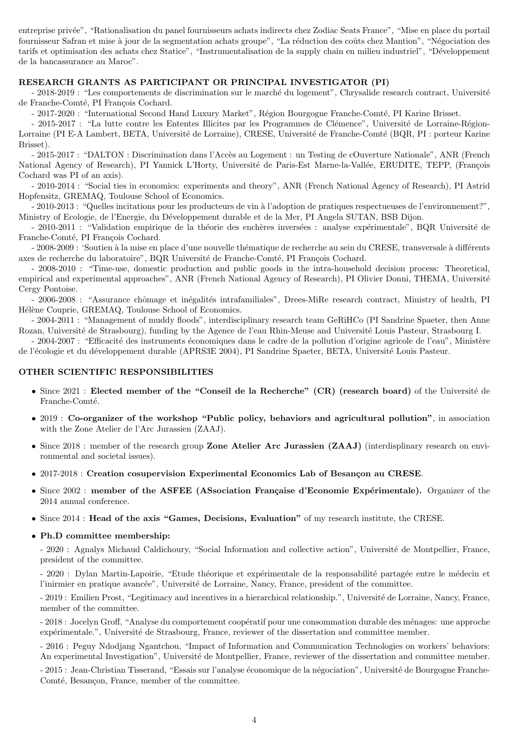entreprise privée", "Rationalisation du panel fournisseurs achats indirects chez Zodiac Seats France", "Mise en place du portail fournisseur Safran et mise à jour de la segmentation achats groupe", "La réduction des coûts chez Mantion", "Négociation des tarifs et optimisation des achats chez Statice", "Instrumentalisation de la supply chain en milieu industriel", "Développement de la bancassurance au Maroc".

## RESEARCH GRANTS AS PARTICIPANT OR PRINCIPAL INVESTIGATOR (PI)

- 2018-2019 : "Les comportements de discrimination sur le marché du logement", Chrysalide research contract, Université de Franche-Comté, PI François Cochard.
- 2017-2020 : "International Second Hand Luxury Market", Région Bourgogne Franche-Comté, PI Karine Brisset.
- 2015-2017 : "La lutte contre les Ententes Illicites par les Programmes de Clémence", Université de Lorraine-Région-Lorraine (PI E-A Lambert, BETA, Université de Lorraine), CRESE, Université de Franche-Comté (BQR, PI : porteur Karine Brisset).
- 2015-2017 : "DALTON : Discrimination dans l'Accès au Logement : un Testing de cOuverture Nationale", ANR (French National Agency of Research), PI Yannick L'Horty, Université de Paris-Est Marne-la-Vallée, ERUDITE, TEPP, (François Cochard was PI of an axis).
- 2010-2014 : "Social ties in economics: experiments and theory", ANR (French National Agency of Research), PI Astrid Hopfensitz, GREMAQ, Toulouse School of Economics.
- 2010-2013 : "Quelles incitations pour les producteurs de vin à l'adoption de pratiques respectueuses de l'environnement?", Ministry of Ecologie, de l'Energie, du Développement durable et de la Mer, PI Angela SUTAN, BSB Dijon.
- 2010-2011 : "Validation empirique de la théorie des enchères inversées : analyse expérimentale", BQR Université de Franche-Comté, PI François Cochard.
- 2008-2009 : 'Soutien à la mise en place d'une nouvelle thématique de recherche au sein du CRESE, transversale à différents axes de recherche du laboratoire", BQR Université de Franche-Comté, PI François Cochard.
- 2008-2010 : "Time-use, domestic production and public goods in the intra-household decision process: Theoretical, empirical and experimental approaches", ANR (French National Agency of Research), PI Olivier Donni, THEMA, Université Cergy Pontoise.
- 2006-2008 : "Assurance chômage et inégalités intrafamiliales", Drees-MiRe research contract, Ministry of health, PI Hélène Couprie, GREMAQ, Toulouse School of Economics.
- 2004-2011 : "Management of muddy floods", interdisciplinary research team GeRiHCo (PI Sandrine Spaeter, then Anne Rozan, Université de Strasbourg), funding by the Agence de l'eau Rhin-Meuse and Université Louis Pasteur, Strasbourg I.
- 2004-2007 : "Efficacité des instruments économiques dans le cadre de la pollution d'origine agricole de l'eau", Ministère de l'écologie et du développement durable (APRS3E 2004), PI Sandrine Spaeter, BETA, Université Louis Pasteur.

## OTHER SCIENTIFIC RESPONSIBILITIES

- Since 2021 : **Elected member of the "Conseil de la Recherche" (CR) (research board)** of the Université de Franche-Comté.
- 2019 : **Co-organizer of the workshop "Public policy, behaviors and agricultural pollution"**, in association with the Zone Atelier de l'Arc Jurassien (ZAAJ).
- Since 2018 : member of the research group **Zone Atelier Arc Jurassien (ZAAJ)** (interdisplinary research on environmental and societal issues).
- 2017-2018 : **Creation cosupervision Experimental Economics Lab of Besançon au CRESE**.
- Since 2002 : **member of the ASFEE (ASsociation Française d'Economie Expérimentale).** Organizer of the 2014 annual conference.
- Since 2014 : **Head of the axis "Games, Decisions, Evaluation"** of my research institute, the CRESE.
- **Ph.D committee membership:**

  - 2020 : Agnalys Michaud Caldichoury, "Social Information and collective action", Université de Montpellier, France, president of the committee.

  - 2020 : Dylan Martin-Lapoirie, "Etude théorique et expérimentale de la responsabilité partagée entre le médecin et l'inirmier en pratique avancée", Université de Lorraine, Nancy, France, president of the committee.

  - 2019 : Emilien Prost, "Legitimacy and incentives in a hierarchical relationship.", Université de Lorraine, Nancy, France, member of the committee.

  - 2018 : Jocelyn Groff, "Analyse du comportement coopératif pour une consommation durable des ménages: une approche expérimentale.", Université de Strasbourg, France, reviewer of the dissertation and committee member.

  - 2016 : Peguy Ndodjang Ngantchou, "Impact of Information and Communication Technologies on workers' behaviors: An experimental Investigation", Université de Montpellier, France, reviewer of the dissertation and committee member.

  - 2015 : Jean-Christian Tisserand, "Essais sur l'analyse économique de la négociation", Université de Bourgogne Franche-Comté, Besançon, France, member of the committee.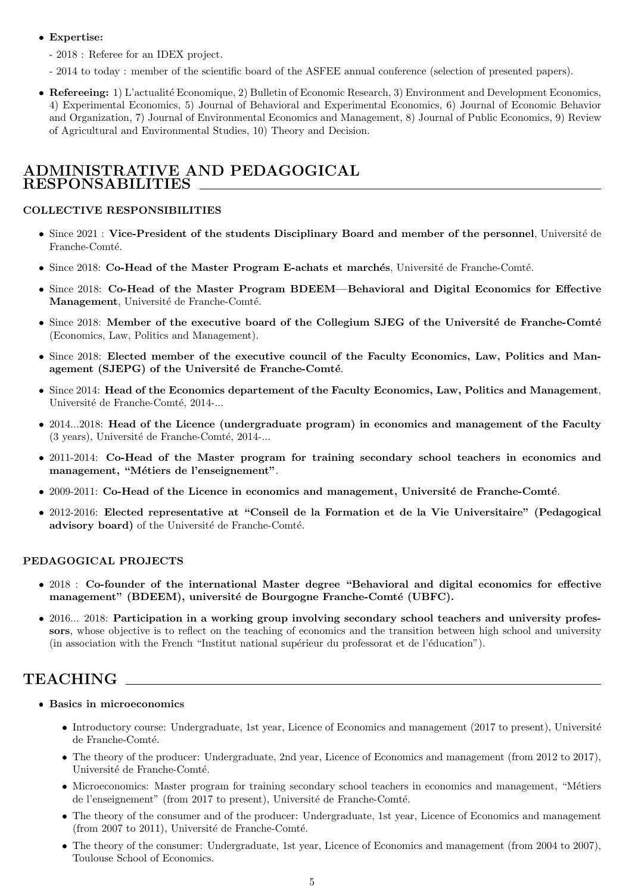- **Expertise:**

  - 2018 : Referee for an IDEX project.

  - 2014 to today : member of the scientific board of the ASFEE annual conference (selection of presented papers).

- **Refereeing:** 1) L'actualité Economique, 2) Bulletin of Economic Research, 3) Environment and Development Economics, 4) Experimental Economics, 5) Journal of Behavioral and Experimental Economics, 6) Journal of Economic Behavior and Organization, 7) Journal of Environmental Economics and Management, 8) Journal of Public Economics, 9) Review of Agricultural and Environmental Studies, 10) Theory and Decision.

## ADMINISTRATIVE AND PEDAGOGICAL RESPONSABILITIES

### COLLECTIVE RESPONSIBILITIES

- Since 2021 : **Vice-President of the students Disciplinary Board and member of the personnel**, Université de Franche-Comté.
- Since 2018: **Co-Head of the Master Program E-achats et marchés**, Université de Franche-Comté.
- Since 2018: **Co-Head of the Master Program BDEEM—Behavioral and Digital Economics for Effective Management**, Université de Franche-Comté.
- Since 2018: **Member of the executive board of the Collegium SJEG of the Université de Franche-Comté** (Economics, Law, Politics and Management).
- Since 2018: **Elected member of the executive council of the Faculty Economics, Law, Politics and Management (SJEPG) of the Université de Franche-Comté**.
- Since 2014: **Head of the Economics departement of the Faculty Economics, Law, Politics and Management**, Université de Franche-Comté, 2014-...
- 2014...2018: **Head of the Licence (undergraduate program) in economics and management of the Faculty** (3 years), Université de Franche-Comté, 2014-...
- 2011-2014: **Co-Head of the Master program for training secondary school teachers in economics and management, "Métiers de l'enseignement"**.
- 2009-2011: **Co-Head of the Licence in economics and management, Université de Franche-Comté**.
- 2012-2016: **Elected representative at "Conseil de la Formation et de la Vie Universitaire" (Pedagogical advisory board)** of the Université de Franche-Comté.

### PEDAGOGICAL PROJECTS

- 2018 : **Co-founder of the international Master degree "Behavioral and digital economics for effective management" (BDEEM), université de Bourgogne Franche-Comté (UBFC).**
- 2016... 2018: **Participation in a working group involving secondary school teachers and university professors**, whose objective is to reflect on the teaching of economics and the transition between high school and university (in association with the French "Institut national supérieur du professorat et de l'éducation").

## TEACHING

- **Basics in microeconomics**
  - Introductory course: Undergraduate, 1st year, Licence of Economics and management (2017 to present), Université de Franche-Comté.
  - The theory of the producer: Undergraduate, 2nd year, Licence of Economics and management (from 2012 to 2017), Université de Franche-Comté.
  - Microeconomics: Master program for training secondary school teachers in economics and management, "Métiers de l'enseignement" (from 2017 to present), Université de Franche-Comté.
  - The theory of the consumer and of the producer: Undergraduate, 1st year, Licence of Economics and management (from 2007 to 2011), Université de Franche-Comté.
  - The theory of the consumer: Undergraduate, 1st year, Licence of Economics and management (from 2004 to 2007), Toulouse School of Economics.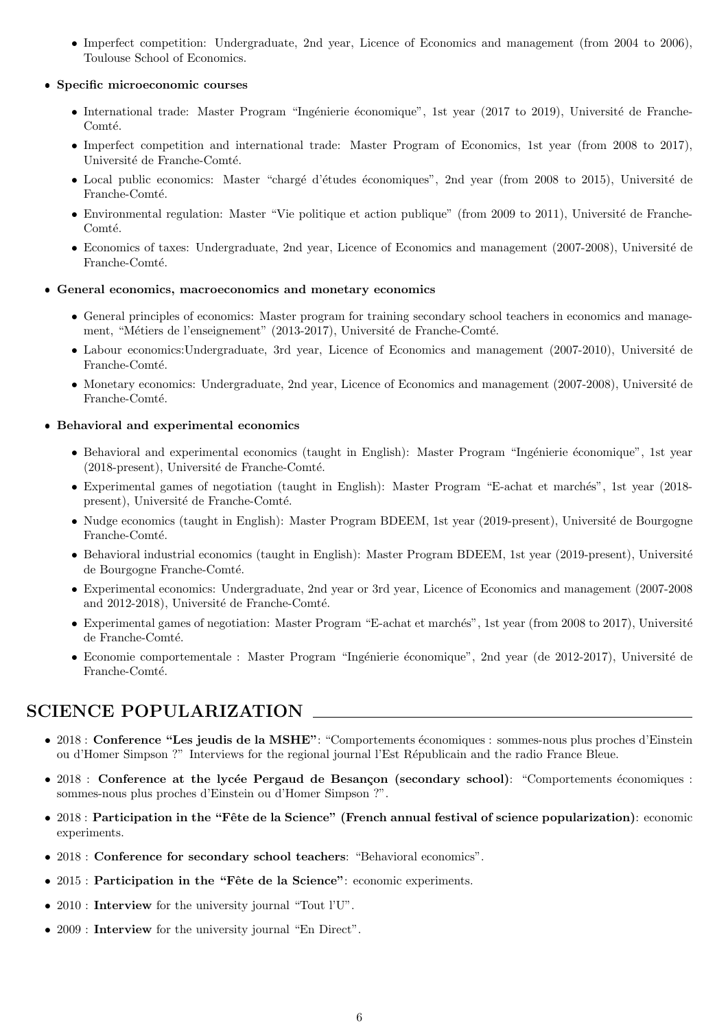- Imperfect competition: Undergraduate, 2nd year, Licence of Economics and management (from 2004 to 2006), Toulouse School of Economics.

- **Specific microeconomic courses**
  - International trade: Master Program "Ingénierie économique", 1st year (2017 to 2019), Université de Franche-Comté.
  - Imperfect competition and international trade: Master Program of Economics, 1st year (from 2008 to 2017), Université de Franche-Comté.
  - Local public economics: Master "chargé d'études économiques", 2nd year (from 2008 to 2015), Université de Franche-Comté.
  - Environmental regulation: Master "Vie politique et action publique" (from 2009 to 2011), Université de Franche-Comté.
  - Economics of taxes: Undergraduate, 2nd year, Licence of Economics and management (2007-2008), Université de Franche-Comté.

- **General economics, macroeconomics and monetary economics**
  - General principles of economics: Master program for training secondary school teachers in economics and management, "Métiers de l'enseignement" (2013-2017), Université de Franche-Comté.
  - Labour economics:Undergraduate, 3rd year, Licence of Economics and management (2007-2010), Université de Franche-Comté.
  - Monetary economics: Undergraduate, 2nd year, Licence of Economics and management (2007-2008), Université de Franche-Comté.

- **Behavioral and experimental economics**
  - Behavioral and experimental economics (taught in English): Master Program "Ingénierie économique", 1st year (2018-present), Université de Franche-Comté.
  - Experimental games of negotiation (taught in English): Master Program "E-achat et marchés", 1st year (2018-present), Université de Franche-Comté.
  - Nudge economics (taught in English): Master Program BDEEM, 1st year (2019-present), Université de Bourgogne Franche-Comté.
  - Behavioral industrial economics (taught in English): Master Program BDEEM, 1st year (2019-present), Université de Bourgogne Franche-Comté.
  - Experimental economics: Undergraduate, 2nd year or 3rd year, Licence of Economics and management (2007-2008 and 2012-2018), Université de Franche-Comté.
  - Experimental games of negotiation: Master Program "E-achat et marchés", 1st year (from 2008 to 2017), Université de Franche-Comté.
  - Economie comportementale : Master Program "Ingénierie économique", 2nd year (de 2012-2017), Université de Franche-Comté.

## SCIENCE POPULARIZATION

- 2018 : **Conference "Les jeudis de la MSHE"**: "Comportements économiques : sommes-nous plus proches d'Einstein ou d'Homer Simpson ?" Interviews for the regional journal l'Est Républicain and the radio France Bleue.
- 2018 : **Conference at the lycée Pergaud de Besançon (secondary school)**: "Comportements économiques : sommes-nous plus proches d'Einstein ou d'Homer Simpson ?".
- 2018 : **Participation in the "Fête de la Science" (French annual festival of science popularization)**: economic experiments.
- 2018 : **Conference for secondary school teachers**: "Behavioral economics".
- 2015 : **Participation in the "Fête de la Science"**: economic experiments.
- 2010 : **Interview** for the university journal "Tout l'U".
- 2009 : **Interview** for the university journal "En Direct".